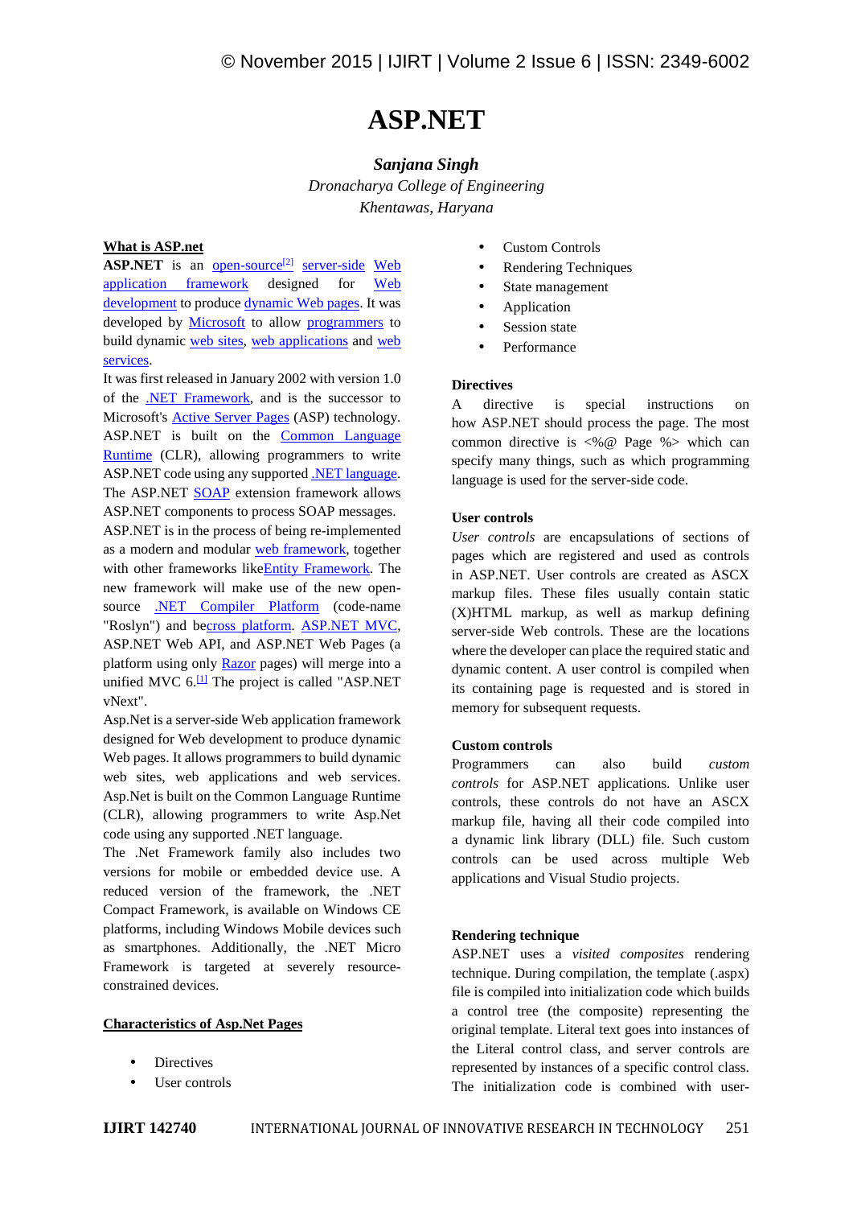# ASP.NET

***Sanjana Singh***

*Dronacharya College of Engineering*
*Khentawas, Haryana*

**What is ASP.net**

**ASP.NET** is an open-source[2] server-side Web application framework designed for Web development to produce dynamic Web pages. It was developed by Microsoft to allow programmers to build dynamic web sites, web applications and web services.

It was first released in January 2002 with version 1.0 of the .NET Framework, and is the successor to Microsoft's Active Server Pages (ASP) technology. ASP.NET is built on the Common Language Runtime (CLR), allowing programmers to write ASP.NET code using any supported .NET language. The ASP.NET SOAP extension framework allows ASP.NET components to process SOAP messages.

ASP.NET is in the process of being re-implemented as a modern and modular web framework, together with other frameworks likeEntity Framework. The new framework will make use of the new open-source .NET Compiler Platform (code-name "Roslyn") and becross platform. ASP.NET MVC, ASP.NET Web API, and ASP.NET Web Pages (a platform using only Razor pages) will merge into a unified MVC 6.[1] The project is called "ASP.NET vNext".

Asp.Net is a server-side Web application framework designed for Web development to produce dynamic Web pages. It allows programmers to build dynamic web sites, web applications and web services. Asp.Net is built on the Common Language Runtime (CLR), allowing programmers to write Asp.Net code using any supported .NET language.

The .Net Framework family also includes two versions for mobile or embedded device use. A reduced version of the framework, the .NET Compact Framework, is available on Windows CE platforms, including Windows Mobile devices such as smartphones. Additionally, the .NET Micro Framework is targeted at severely resource-constrained devices.

**Characteristics of Asp.Net Pages**

- Directives
- User controls
- Custom Controls
- Rendering Techniques
- State management
- Application
- Session state
- Performance

**Directives**

A directive is special instructions on how ASP.NET should process the page. The most common directive is <%@ Page %> which can specify many things, such as which programming language is used for the server-side code.

**User controls**

*User controls* are encapsulations of sections of pages which are registered and used as controls in ASP.NET. User controls are created as ASCX markup files. These files usually contain static (X)HTML markup, as well as markup defining server-side Web controls. These are the locations where the developer can place the required static and dynamic content. A user control is compiled when its containing page is requested and is stored in memory for subsequent requests.

**Custom controls**

Programmers can also build *custom controls* for ASP.NET applications. Unlike user controls, these controls do not have an ASCX markup file, having all their code compiled into a dynamic link library (DLL) file. Such custom controls can be used across multiple Web applications and Visual Studio projects.

**Rendering technique**

ASP.NET uses a *visited composites* rendering technique. During compilation, the template (.aspx) file is compiled into initialization code which builds a control tree (the composite) representing the original template. Literal text goes into instances of the Literal control class, and server controls are represented by instances of a specific control class. The initialization code is combined with user-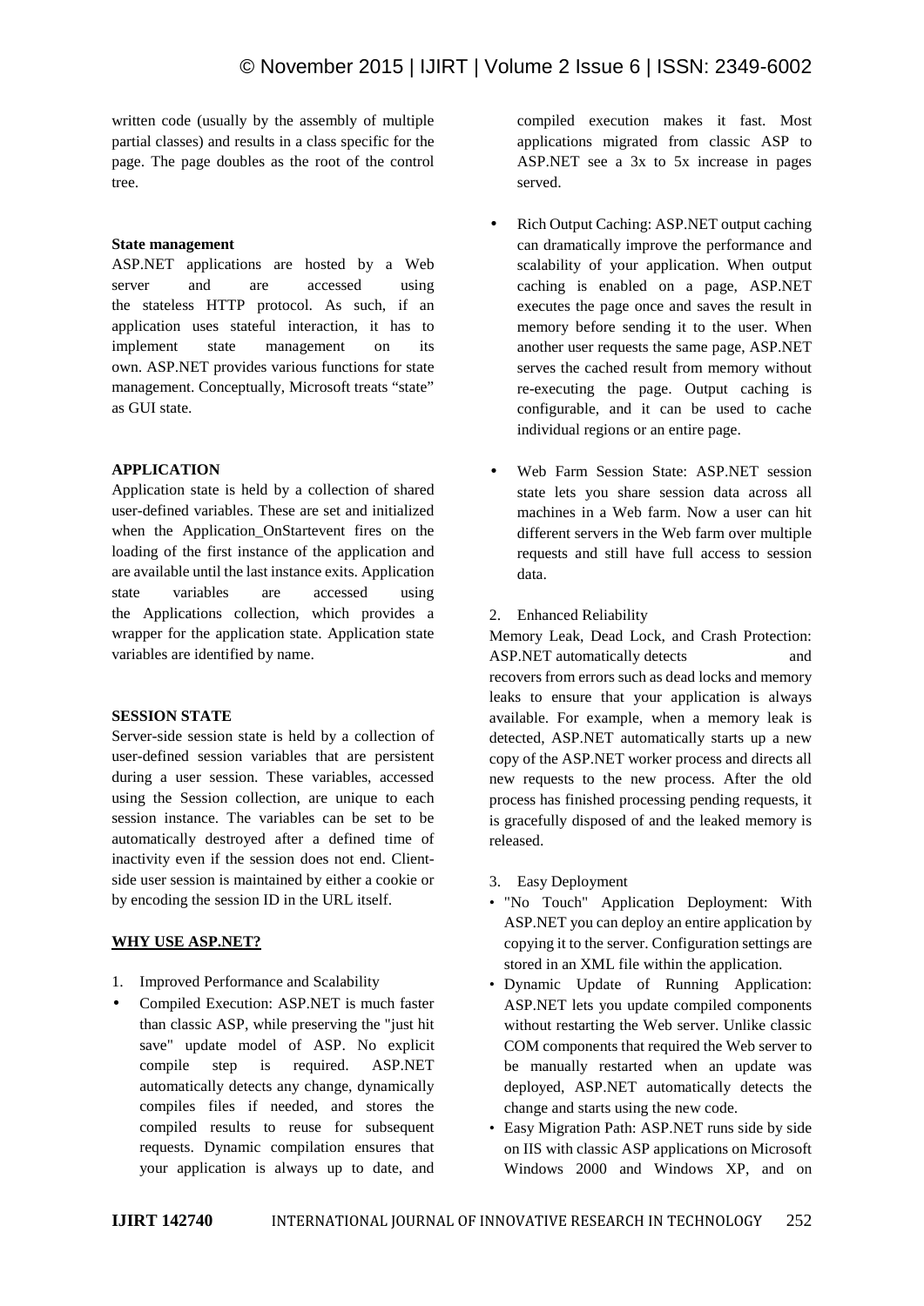written code (usually by the assembly of multiple partial classes) and results in a class specific for the page. The page doubles as the root of the control tree.

**State management**

ASP.NET applications are hosted by a Web server and are accessed using the stateless HTTP protocol. As such, if an application uses stateful interaction, it has to implement state management on its own. ASP.NET provides various functions for state management. Conceptually, Microsoft treats "state" as GUI state.

**APPLICATION**

Application state is held by a collection of shared user-defined variables. These are set and initialized when the Application_OnStartevent fires on the loading of the first instance of the application and are available until the last instance exits. Application state variables are accessed using the Applications collection, which provides a wrapper for the application state. Application state variables are identified by name.

**SESSION STATE**

Server-side session state is held by a collection of user-defined session variables that are persistent during a user session. These variables, accessed using the Session collection, are unique to each session instance. The variables can be set to be automatically destroyed after a defined time of inactivity even if the session does not end. Client-side user session is maintained by either a cookie or by encoding the session ID in the URL itself.

**WHY USE ASP.NET?**

1. Improved Performance and Scalability

- Compiled Execution: ASP.NET is much faster than classic ASP, while preserving the "just hit save" update model of ASP. No explicit compile step is required. ASP.NET automatically detects any change, dynamically compiles files if needed, and stores the compiled results to reuse for subsequent requests. Dynamic compilation ensures that your application is always up to date, and compiled execution makes it fast. Most applications migrated from classic ASP to ASP.NET see a 3x to 5x increase in pages served.
- Rich Output Caching: ASP.NET output caching can dramatically improve the performance and scalability of your application. When output caching is enabled on a page, ASP.NET executes the page once and saves the result in memory before sending it to the user. When another user requests the same page, ASP.NET serves the cached result from memory without re-executing the page. Output caching is configurable, and it can be used to cache individual regions or an entire page.
- Web Farm Session State: ASP.NET session state lets you share session data across all machines in a Web farm. Now a user can hit different servers in the Web farm over multiple requests and still have full access to session data.

2. Enhanced Reliability

Memory Leak, Dead Lock, and Crash Protection: ASP.NET automatically detects and recovers from errors such as dead locks and memory leaks to ensure that your application is always available. For example, when a memory leak is detected, ASP.NET automatically starts up a new copy of the ASP.NET worker process and directs all new requests to the new process. After the old process has finished processing pending requests, it is gracefully disposed of and the leaked memory is released.

3. Easy Deployment

- "No Touch" Application Deployment: With ASP.NET you can deploy an entire application by copying it to the server. Configuration settings are stored in an XML file within the application.
- Dynamic Update of Running Application: ASP.NET lets you update compiled components without restarting the Web server. Unlike classic COM components that required the Web server to be manually restarted when an update was deployed, ASP.NET automatically detects the change and starts using the new code.
- Easy Migration Path: ASP.NET runs side by side on IIS with classic ASP applications on Microsoft Windows 2000 and Windows XP, and on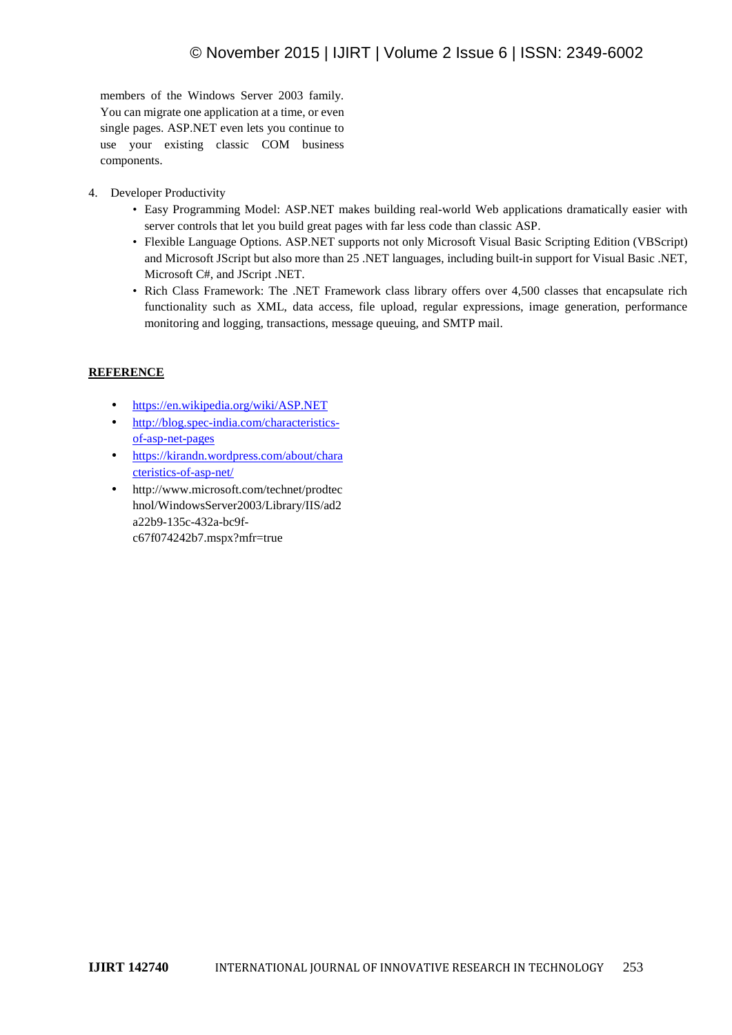members of the Windows Server 2003 family. You can migrate one application at a time, or even single pages. ASP.NET even lets you continue to use your existing classic COM business components.

4. Developer Productivity
   - Easy Programming Model: ASP.NET makes building real-world Web applications dramatically easier with server controls that let you build great pages with far less code than classic ASP.
   - Flexible Language Options. ASP.NET supports not only Microsoft Visual Basic Scripting Edition (VBScript) and Microsoft JScript but also more than 25 .NET languages, including built-in support for Visual Basic .NET, Microsoft C#, and JScript .NET.
   - Rich Class Framework: The .NET Framework class library offers over 4,500 classes that encapsulate rich functionality such as XML, data access, file upload, regular expressions, image generation, performance monitoring and logging, transactions, message queuing, and SMTP mail.

## REFERENCE

- https://en.wikipedia.org/wiki/ASP.NET
- http://blog.spec-india.com/characteristics-of-asp-net-pages
- https://kirandn.wordpress.com/about/characteristics-of-asp-net/
- http://www.microsoft.com/technet/prodtechnol/WindowsServer2003/Library/IIS/ad2a22b9-135c-432a-bc9f-c67f074242b7.mspx?mfr=true